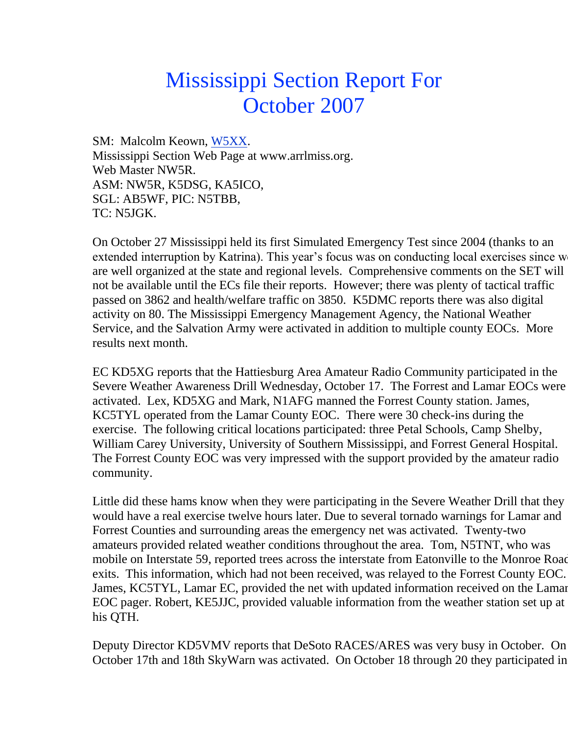# Mississippi Section Report For October 2007

SM: Malcolm Keown, W5XX.
Mississippi Section Web Page at www.arrlmiss.org.
Web Master NW5R.
ASM: NW5R, K5DSG, KA5ICO,
SGL: AB5WF, PIC: N5TBB,
TC: N5JGK.

On October 27 Mississippi held its first Simulated Emergency Test since 2004 (thanks to an extended interruption by Katrina). This year's focus was on conducting local exercises since we are well organized at the state and regional levels. Comprehensive comments on the SET will not be available until the ECs file their reports. However; there was plenty of tactical traffic passed on 3862 and health/welfare traffic on 3850. K5DMC reports there was also digital activity on 80. The Mississippi Emergency Management Agency, the National Weather Service, and the Salvation Army were activated in addition to multiple county EOCs. More results next month.

EC KD5XG reports that the Hattiesburg Area Amateur Radio Community participated in the Severe Weather Awareness Drill Wednesday, October 17. The Forrest and Lamar EOCs were activated. Lex, KD5XG and Mark, N1AFG manned the Forrest County station. James, KC5TYL operated from the Lamar County EOC. There were 30 check-ins during the exercise. The following critical locations participated: three Petal Schools, Camp Shelby, William Carey University, University of Southern Mississippi, and Forrest General Hospital. The Forrest County EOC was very impressed with the support provided by the amateur radio community.

Little did these hams know when they were participating in the Severe Weather Drill that they would have a real exercise twelve hours later. Due to several tornado warnings for Lamar and Forrest Counties and surrounding areas the emergency net was activated. Twenty-two amateurs provided related weather conditions throughout the area. Tom, N5TNT, who was mobile on Interstate 59, reported trees across the interstate from Eatonville to the Monroe Road exits. This information, which had not been received, was relayed to the Forrest County EOC. James, KC5TYL, Lamar EC, provided the net with updated information received on the Lamar EOC pager. Robert, KE5JJC, provided valuable information from the weather station set up at his QTH.

Deputy Director KD5VMV reports that DeSoto RACES/ARES was very busy in October. On October 17th and 18th SkyWarn was activated. On October 18 through 20 they participated in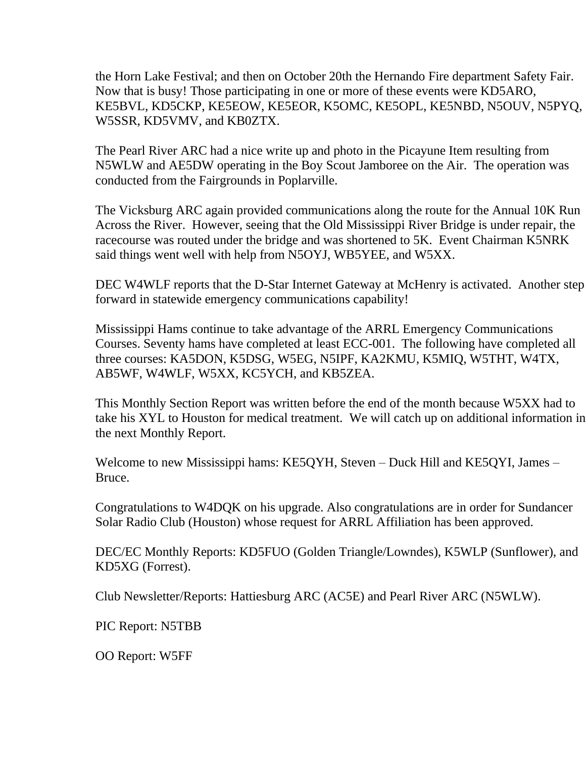the Horn Lake Festival; and then on October 20th the Hernando Fire department Safety Fair. Now that is busy! Those participating in one or more of these events were KD5ARO, KE5BVL, KD5CKP, KE5EOW, KE5EOR, K5OMC, KE5OPL, KE5NBD, N5OUV, N5PYQ, W5SSR, KD5VMV, and KB0ZTX.

The Pearl River ARC had a nice write up and photo in the Picayune Item resulting from N5WLW and AE5DW operating in the Boy Scout Jamboree on the Air. The operation was conducted from the Fairgrounds in Poplarville.

The Vicksburg ARC again provided communications along the route for the Annual 10K Run Across the River. However, seeing that the Old Mississippi River Bridge is under repair, the racecourse was routed under the bridge and was shortened to 5K. Event Chairman K5NRK said things went well with help from N5OYJ, WB5YEE, and W5XX.

DEC W4WLF reports that the D-Star Internet Gateway at McHenry is activated. Another step forward in statewide emergency communications capability!

Mississippi Hams continue to take advantage of the ARRL Emergency Communications Courses. Seventy hams have completed at least ECC-001. The following have completed all three courses: KA5DON, K5DSG, W5EG, N5IPF, KA2KMU, K5MIQ, W5THT, W4TX, AB5WF, W4WLF, W5XX, KC5YCH, and KB5ZEA.

This Monthly Section Report was written before the end of the month because W5XX had to take his XYL to Houston for medical treatment. We will catch up on additional information in the next Monthly Report.

Welcome to new Mississippi hams: KE5QYH, Steven – Duck Hill and KE5QYI, James – Bruce.

Congratulations to W4DQK on his upgrade. Also congratulations are in order for Sundancer Solar Radio Club (Houston) whose request for ARRL Affiliation has been approved.

DEC/EC Monthly Reports: KD5FUO (Golden Triangle/Lowndes), K5WLP (Sunflower), and KD5XG (Forrest).

Club Newsletter/Reports: Hattiesburg ARC (AC5E) and Pearl River ARC (N5WLW).

PIC Report: N5TBB

OO Report: W5FF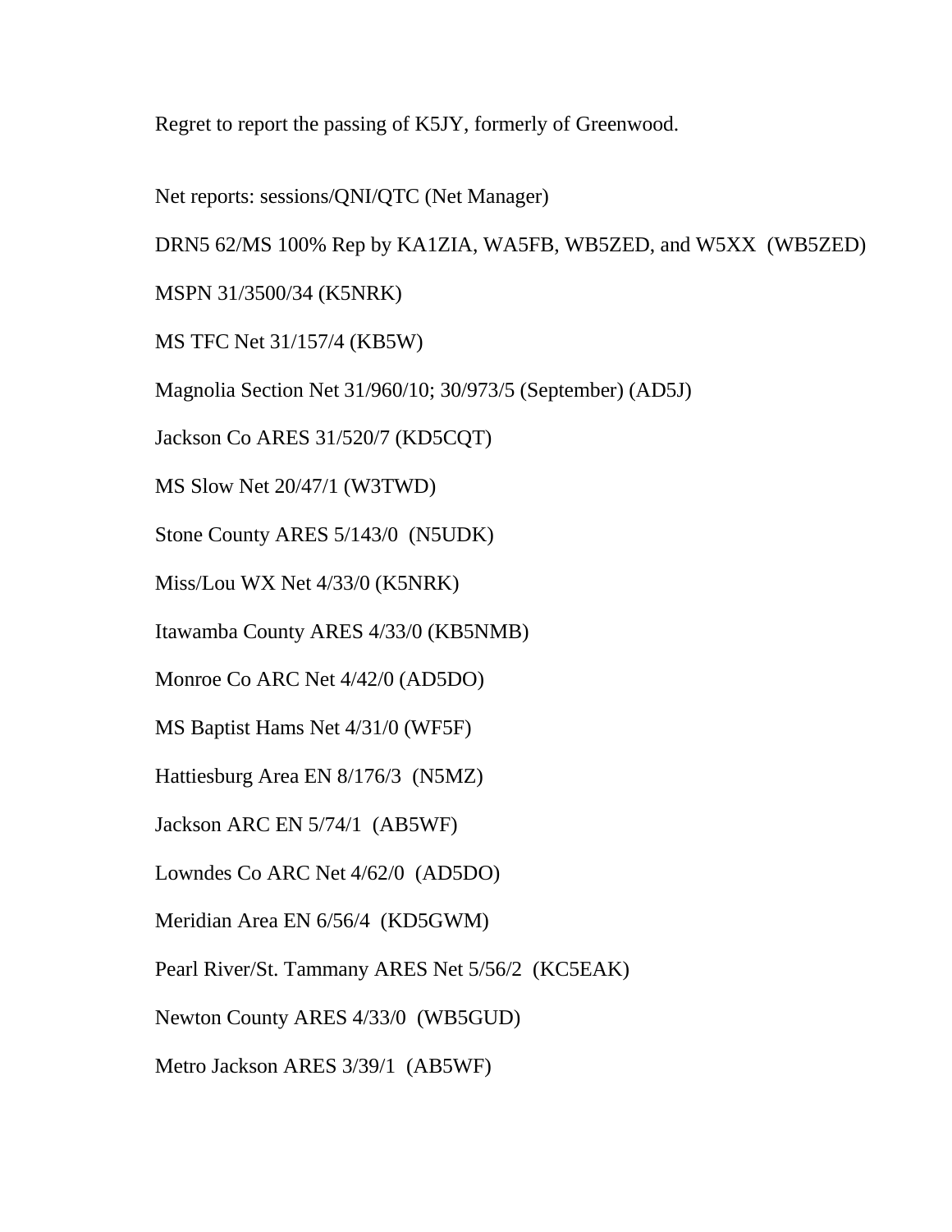Regret to report the passing of K5JY, formerly of Greenwood.

Net reports: sessions/QNI/QTC (Net Manager)

DRN5 62/MS 100% Rep by KA1ZIA, WA5FB, WB5ZED, and W5XX (WB5ZED)

MSPN 31/3500/34 (K5NRK)

MS TFC Net 31/157/4 (KB5W)

Magnolia Section Net 31/960/10; 30/973/5 (September) (AD5J)

Jackson Co ARES 31/520/7 (KD5CQT)

MS Slow Net 20/47/1 (W3TWD)

Stone County ARES 5/143/0 (N5UDK)

Miss/Lou WX Net 4/33/0 (K5NRK)

Itawamba County ARES 4/33/0 (KB5NMB)

Monroe Co ARC Net 4/42/0 (AD5DO)

MS Baptist Hams Net 4/31/0 (WF5F)

Hattiesburg Area EN 8/176/3 (N5MZ)

Jackson ARC EN 5/74/1 (AB5WF)

Lowndes Co ARC Net 4/62/0 (AD5DO)

Meridian Area EN 6/56/4 (KD5GWM)

Pearl River/St. Tammany ARES Net 5/56/2 (KC5EAK)

Newton County ARES 4/33/0 (WB5GUD)

Metro Jackson ARES 3/39/1 (AB5WF)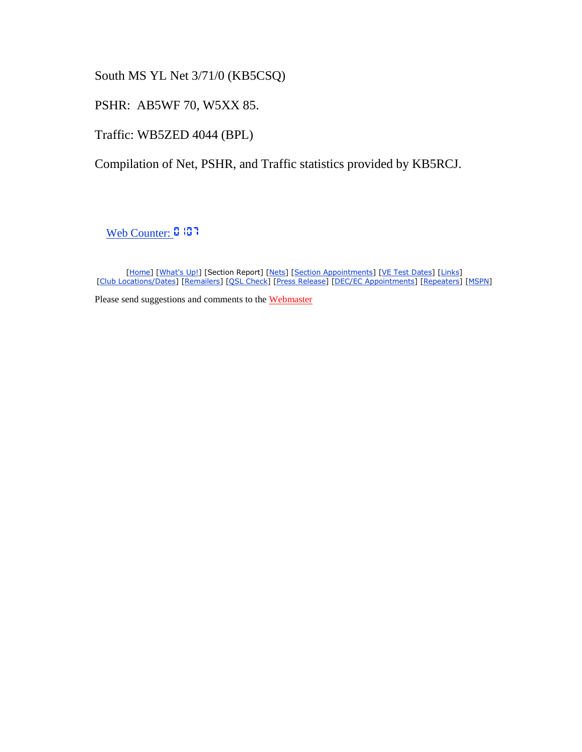South MS YL Net 3/71/0 (KB5CSQ)

PSHR:  AB5WF 70, W5XX 85.

Traffic: WB5ZED 4044 (BPL)

Compilation of Net, PSHR, and Traffic statistics provided by KB5RCJ.

Web Counter: 0107

[Home] [What's Up!] [Section Report] [Nets] [Section Appointments] [VE Test Dates] [Links] [Club Locations/Dates] [Remailers] [QSL Check] [Press Release] [DEC/EC Appointments] [Repeaters] [MSPN]

Please send suggestions and comments to the Webmaster